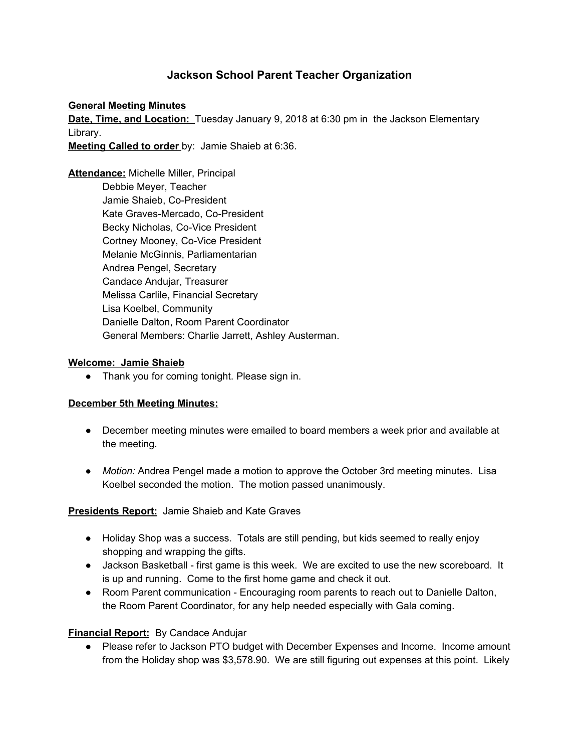# Jackson School Parent Teacher Organization

**General Meeting Minutes**

**Date, Time, and Location:** Tuesday January 9, 2018 at 6:30 pm in the Jackson Elementary Library.

**Meeting Called to order** by: Jamie Shaieb at 6:36.

**Attendance:** Michelle Miller, Principal
Debbie Meyer, Teacher
Jamie Shaieb, Co-President
Kate Graves-Mercado, Co-President
Becky Nicholas, Co-Vice President
Cortney Mooney, Co-Vice President
Melanie McGinnis, Parliamentarian
Andrea Pengel, Secretary
Candace Andujar, Treasurer
Melissa Carlile, Financial Secretary
Lisa Koelbel, Community
Danielle Dalton, Room Parent Coordinator
General Members: Charlie Jarrett, Ashley Austerman.

**Welcome: Jamie Shaieb**

- Thank you for coming tonight. Please sign in.

**December 5th Meeting Minutes:**

- December meeting minutes were emailed to board members a week prior and available at the meeting.

- *Motion:* Andrea Pengel made a motion to approve the October 3rd meeting minutes. Lisa Koelbel seconded the motion. The motion passed unanimously.

**Presidents Report:** Jamie Shaieb and Kate Graves

- Holiday Shop was a success. Totals are still pending, but kids seemed to really enjoy shopping and wrapping the gifts.
- Jackson Basketball - first game is this week. We are excited to use the new scoreboard. It is up and running. Come to the first home game and check it out.
- Room Parent communication - Encouraging room parents to reach out to Danielle Dalton, the Room Parent Coordinator, for any help needed especially with Gala coming.

**Financial Report:** By Candace Andujar

- Please refer to Jackson PTO budget with December Expenses and Income. Income amount from the Holiday shop was $3,578.90. We are still figuring out expenses at this point. Likely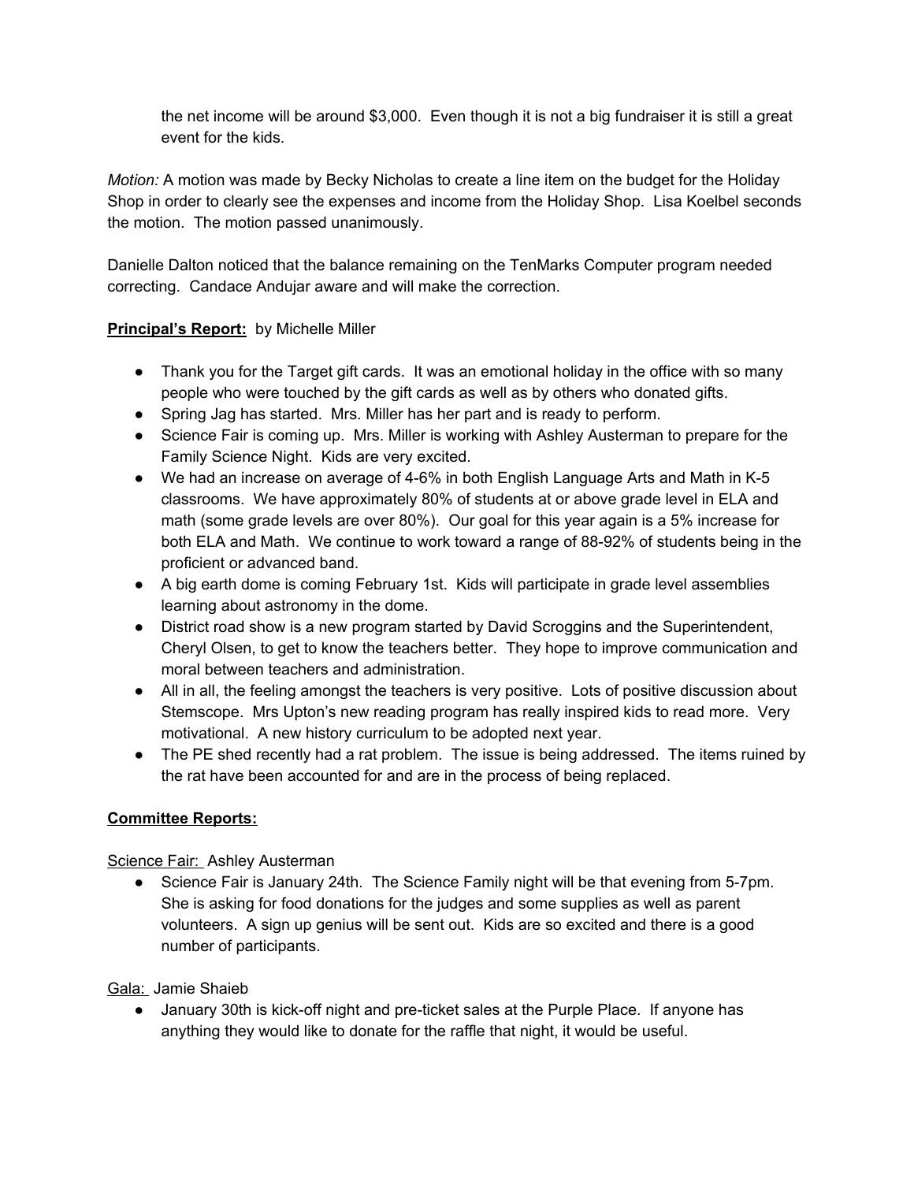the net income will be around $3,000. Even though it is not a big fundraiser it is still a great event for the kids.

*Motion:* A motion was made by Becky Nicholas to create a line item on the budget for the Holiday Shop in order to clearly see the expenses and income from the Holiday Shop. Lisa Koelbel seconds the motion. The motion passed unanimously.

Danielle Dalton noticed that the balance remaining on the TenMarks Computer program needed correcting. Candace Andujar aware and will make the correction.

**Principal's Report:** by Michelle Miller

- Thank you for the Target gift cards. It was an emotional holiday in the office with so many people who were touched by the gift cards as well as by others who donated gifts.
- Spring Jag has started. Mrs. Miller has her part and is ready to perform.
- Science Fair is coming up. Mrs. Miller is working with Ashley Austerman to prepare for the Family Science Night. Kids are very excited.
- We had an increase on average of 4-6% in both English Language Arts and Math in K-5 classrooms. We have approximately 80% of students at or above grade level in ELA and math (some grade levels are over 80%). Our goal for this year again is a 5% increase for both ELA and Math. We continue to work toward a range of 88-92% of students being in the proficient or advanced band.
- A big earth dome is coming February 1st. Kids will participate in grade level assemblies learning about astronomy in the dome.
- District road show is a new program started by David Scroggins and the Superintendent, Cheryl Olsen, to get to know the teachers better. They hope to improve communication and moral between teachers and administration.
- All in all, the feeling amongst the teachers is very positive. Lots of positive discussion about Stemscope. Mrs Upton's new reading program has really inspired kids to read more. Very motivational. A new history curriculum to be adopted next year.
- The PE shed recently had a rat problem. The issue is being addressed. The items ruined by the rat have been accounted for and are in the process of being replaced.

**Committee Reports:**

Science Fair: Ashley Austerman

- Science Fair is January 24th. The Science Family night will be that evening from 5-7pm. She is asking for food donations for the judges and some supplies as well as parent volunteers. A sign up genius will be sent out. Kids are so excited and there is a good number of participants.

Gala: Jamie Shaieb

- January 30th is kick-off night and pre-ticket sales at the Purple Place. If anyone has anything they would like to donate for the raffle that night, it would be useful.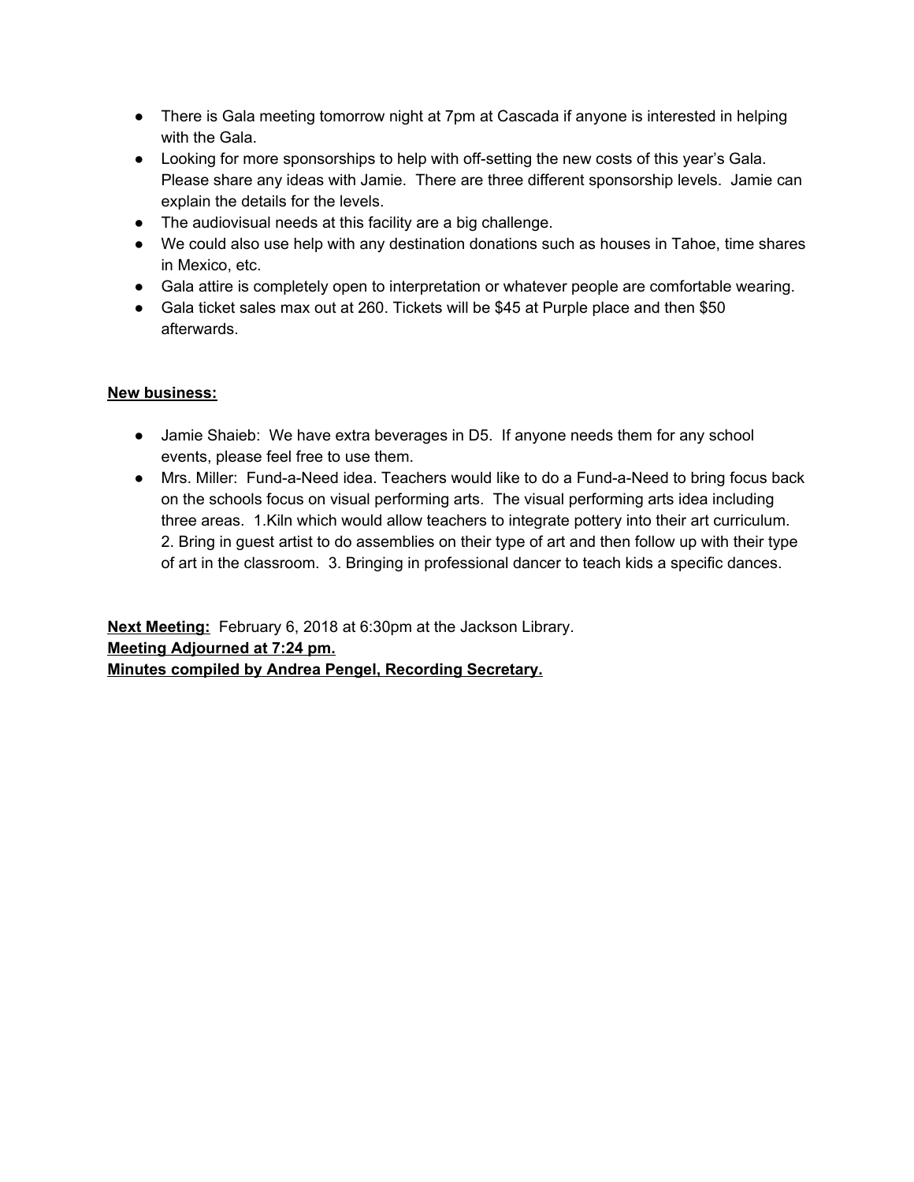- There is Gala meeting tomorrow night at 7pm at Cascada if anyone is interested in helping with the Gala.
- Looking for more sponsorships to help with off-setting the new costs of this year's Gala. Please share any ideas with Jamie. There are three different sponsorship levels. Jamie can explain the details for the levels.
- The audiovisual needs at this facility are a big challenge.
- We could also use help with any destination donations such as houses in Tahoe, time shares in Mexico, etc.
- Gala attire is completely open to interpretation or whatever people are comfortable wearing.
- Gala ticket sales max out at 260. Tickets will be $45 at Purple place and then $50 afterwards.

**New business:**

- Jamie Shaieb: We have extra beverages in D5. If anyone needs them for any school events, please feel free to use them.
- Mrs. Miller: Fund-a-Need idea. Teachers would like to do a Fund-a-Need to bring focus back on the schools focus on visual performing arts. The visual performing arts idea including three areas. 1.Kiln which would allow teachers to integrate pottery into their art curriculum. 2. Bring in guest artist to do assemblies on their type of art and then follow up with their type of art in the classroom. 3. Bringing in professional dancer to teach kids a specific dances.

**Next Meeting:** February 6, 2018 at 6:30pm at the Jackson Library.
**Meeting Adjourned at 7:24 pm.**
**Minutes compiled by Andrea Pengel, Recording Secretary.**